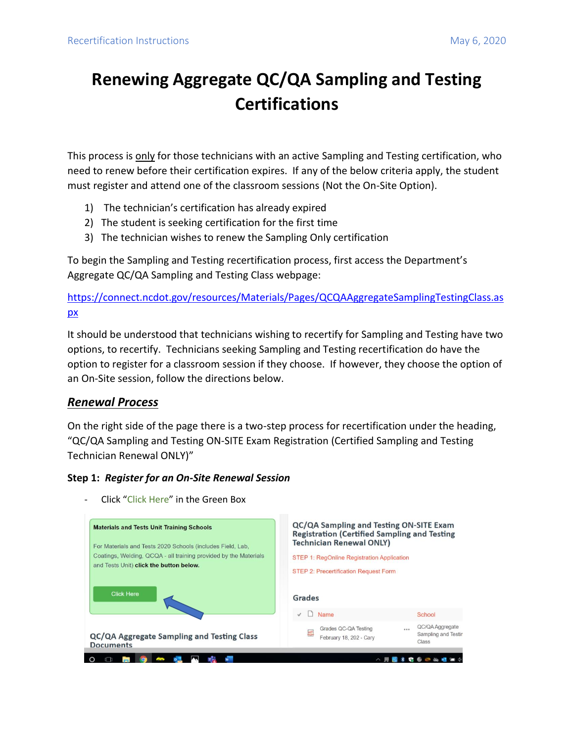# Renewing Aggregate QC/QA Sampling and Testing Certifications

This process is <u>only</u> for those technicians with an active Sampling and Testing certification, who need to renew before their certification expires. If any of the below criteria apply, the student must register and attend one of the classroom sessions (Not the On-Site Option).

1) The technician's certification has already expired
2) The student is seeking certification for the first time
3) The technician wishes to renew the Sampling Only certification

To begin the Sampling and Testing recertification process, first access the Department's Aggregate QC/QA Sampling and Testing Class webpage:

https://connect.ncdot.gov/resources/Materials/Pages/QCQAAggregateSamplingTestingClass.aspx

It should be understood that technicians wishing to recertify for Sampling and Testing have two options, to recertify. Technicians seeking Sampling and Testing recertification do have the option to register for a classroom session if they choose. If however, they choose the option of an On-Site session, follow the directions below.

## ***Renewal Process***

On the right side of the page there is a two-step process for recertification under the heading, "QC/QA Sampling and Testing ON-SITE Exam Registration (Certified Sampling and Testing Technician Renewal ONLY)"

**Step 1: *Register for an On-Site Renewal Session***

- Click "Click Here" in the Green Box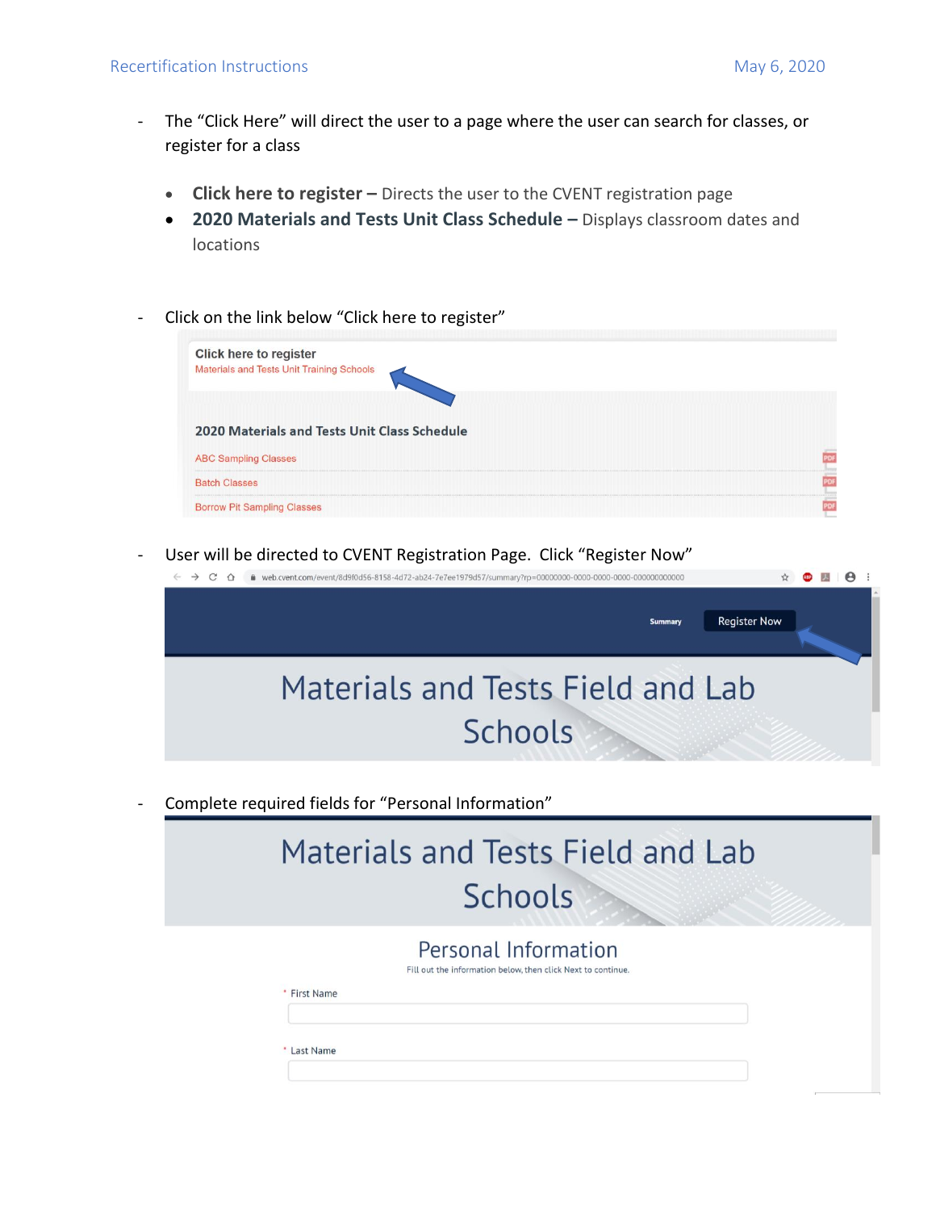- The "Click Here" will direct the user to a page where the user can search for classes, or register for a class

  - **Click here to register –** Directs the user to the CVENT registration page
  - **2020 Materials and Tests Unit Class Schedule –** Displays classroom dates and locations

- Click on the link below "Click here to register"

  Click here to register
  Materials and Tests Unit Training Schools

  2020 Materials and Tests Unit Class Schedule
  ABC Sampling Classes
  Batch Classes
  Borrow Pit Sampling Classes

- User will be directed to CVENT Registration Page. Click "Register Now"

  Summary | Register Now

  Materials and Tests Field and Lab Schools

- Complete required fields for "Personal Information"

  Materials and Tests Field and Lab Schools

  Personal Information
  Fill out the information below, then click Next to continue.

  \* First Name

  \* Last Name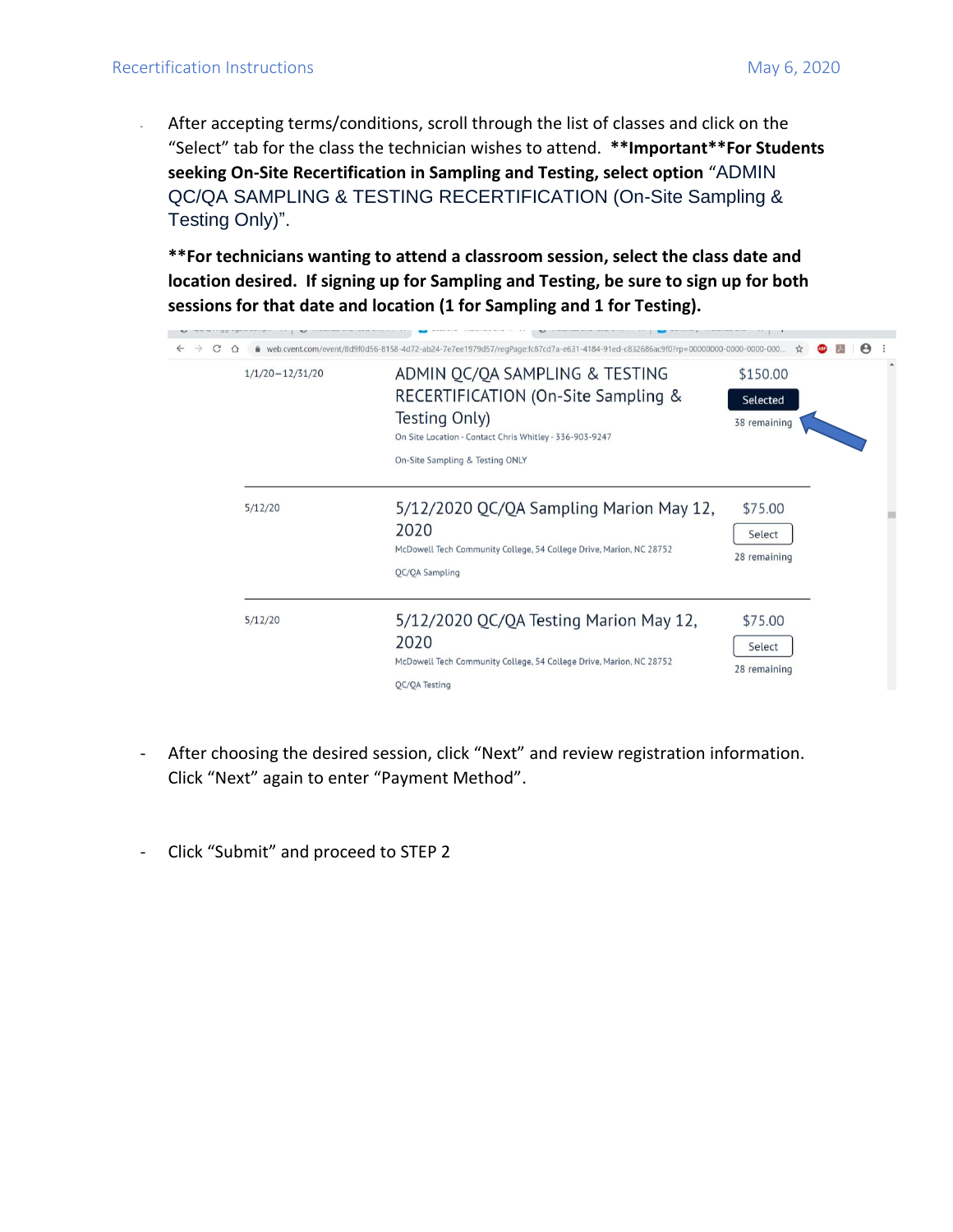- After accepting terms/conditions, scroll through the list of classes and click on the "Select" tab for the class the technician wishes to attend. **\*\*Important\*\*For Students seeking On-Site Recertification in Sampling and Testing, select option** "ADMIN QC/QA SAMPLING & TESTING RECERTIFICATION (On-Site Sampling & Testing Only)".

  **\*\*For technicians wanting to attend a classroom session, select the class date and location desired. If signing up for Sampling and Testing, be sure to sign up for both sessions for that date and location (1 for Sampling and 1 for Testing).**

| Date | Class | Price | Status |
|---|---|---|---|
| 1/1/20–12/31/20 | ADMIN QC/QA SAMPLING & TESTING RECERTIFICATION (On-Site Sampling & Testing Only)<br>On Site Location - Contact Chris Whitley - 336-903-9247<br>On-Site Sampling & Testing ONLY | $150.00 | Selected<br>38 remaining |
| 5/12/20 | 5/12/2020 QC/QA Sampling Marion May 12, 2020<br>McDowell Tech Community College, 54 College Drive, Marion, NC 28752<br>QC/QA Sampling | $75.00 | Select<br>28 remaining |
| 5/12/20 | 5/12/2020 QC/QA Testing Marion May 12, 2020<br>McDowell Tech Community College, 54 College Drive, Marion, NC 28752<br>QC/QA Testing | $75.00 | Select<br>28 remaining |

- After choosing the desired session, click "Next" and review registration information. Click "Next" again to enter "Payment Method".

- Click "Submit" and proceed to STEP 2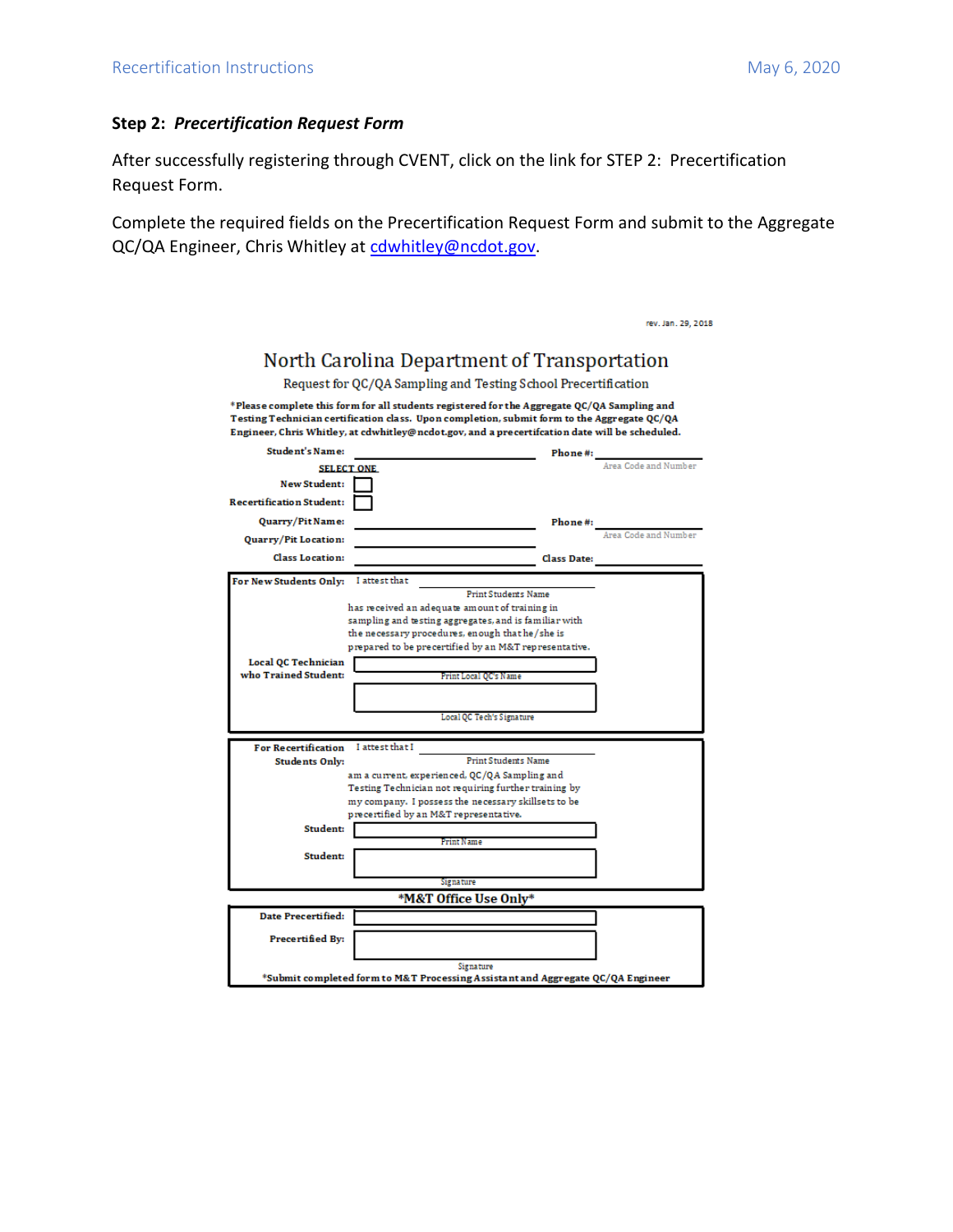## Step 2: *Precertification Request Form*

After successfully registering through CVENT, click on the link for STEP 2: Precertification Request Form.

Complete the required fields on the Precertification Request Form and submit to the Aggregate QC/QA Engineer, Chris Whitley at cdwhitley@ncdot.gov.

rev. Jan. 29, 2018

# North Carolina Department of Transportation

Request for QC/QA Sampling and Testing School Precertification

**\*Please complete this form for all students registered for the Aggregate QC/QA Sampling and Testing Technician certification class. Upon completion, submit form to the Aggregate QC/QA Engineer, Chris Whitley, at cdwhitley@ncdot.gov, and a precertifcation date will be scheduled.**

**Student's Name:** ______________________ **Phone #:** ______________________
Area Code and Number

**SELECT ONE**

**New Student:** ☐

**Recertification Student:** ☐

**Quarry/Pit Name:** ______________________ **Phone #:** ______________________
Area Code and Number

**Quarry/Pit Location:** ______________________

**Class Location:** ______________________ **Class Date:** ______________________

**For New Students Only:** I attest that ______________________
Print Students Name

has received an adequate amount of training in sampling and testing aggregates, and is familiar with the necessary procedures, enough that he/she is prepared to be precertified by an M&T representative.

**Local QC Technician who Trained Student:** ______________________
Print Local QC's Name

______________________
Local QC Tech's Signature

**For Recertification Students Only:** I attest that I ______________________
Print Students Name

am a current, experienced, QC/QA Sampling and Testing Technician not requiring further training by my company. I possess the necessary skillsets to be precertified by an M&T representative.

**Student:** ______________________
Print Name

**Student:** ______________________
Signature

**\*M&T Office Use Only\***

**Date Precertified:** ______________________

**Precertified By:** ______________________
Signature

**\*Submit completed form to M&T Processing Assistant and Aggregate QC/QA Engineer**